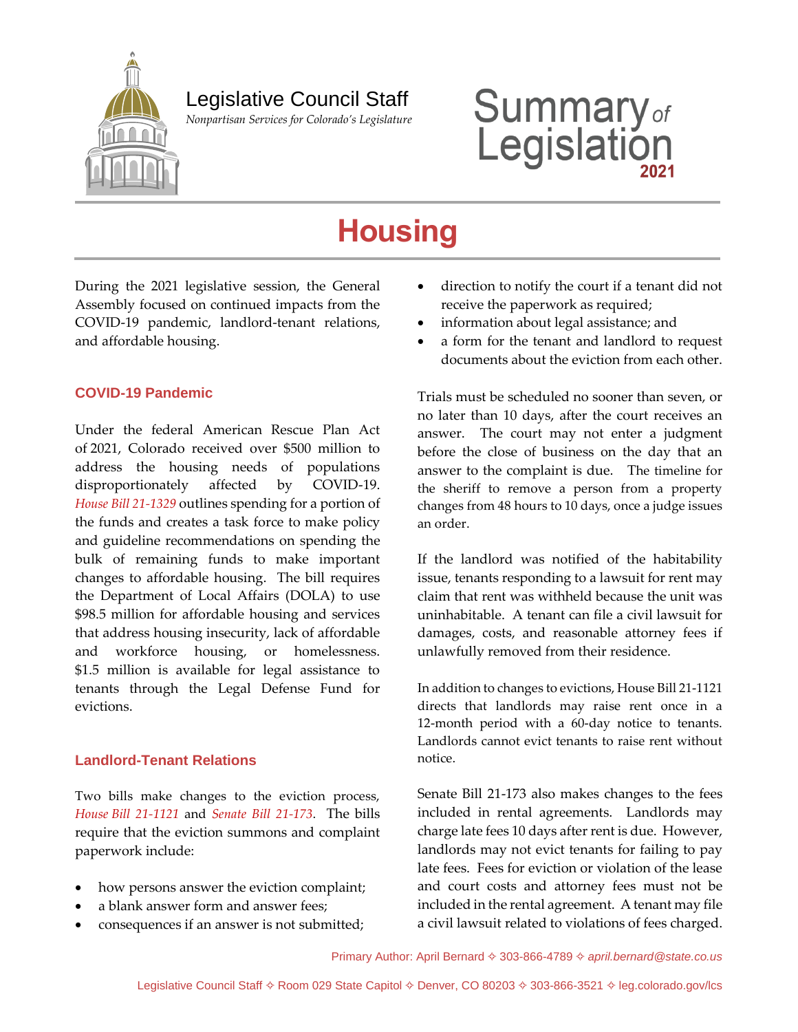Legislative Council Staff

*Nonpartisan Services for Colorado's Legislature*

Summary *of* Legislation **2021**

# Housing

During the 2021 legislative session, the General Assembly focused on continued impacts from the COVID-19 pandemic, landlord-tenant relations, and affordable housing.

## COVID-19 Pandemic

Under the federal American Rescue Plan Act of 2021, Colorado received over $500 million to address the housing needs of populations disproportionately affected by COVID-19. *House Bill 21-1329* outlines spending for a portion of the funds and creates a task force to make policy and guideline recommendations on spending the bulk of remaining funds to make important changes to affordable housing. The bill requires the Department of Local Affairs (DOLA) to use $98.5 million for affordable housing and services that address housing insecurity, lack of affordable and workforce housing, or homelessness. $1.5 million is available for legal assistance to tenants through the Legal Defense Fund for evictions.

## Landlord-Tenant Relations

Two bills make changes to the eviction process, *House Bill 21-1121* and *Senate Bill 21-173*. The bills require that the eviction summons and complaint paperwork include:

- how persons answer the eviction complaint;
- a blank answer form and answer fees;
- consequences if an answer is not submitted;
- direction to notify the court if a tenant did not receive the paperwork as required;
- information about legal assistance; and
- a form for the tenant and landlord to request documents about the eviction from each other.

Trials must be scheduled no sooner than seven, or no later than 10 days, after the court receives an answer. The court may not enter a judgment before the close of business on the day that an answer to the complaint is due. The timeline for the sheriff to remove a person from a property changes from 48 hours to 10 days, once a judge issues an order.

If the landlord was notified of the habitability issue, tenants responding to a lawsuit for rent may claim that rent was withheld because the unit was uninhabitable. A tenant can file a civil lawsuit for damages, costs, and reasonable attorney fees if unlawfully removed from their residence.

In addition to changes to evictions, House Bill 21-1121 directs that landlords may raise rent once in a 12-month period with a 60-day notice to tenants. Landlords cannot evict tenants to raise rent without notice.

Senate Bill 21-173 also makes changes to the fees included in rental agreements. Landlords may charge late fees 10 days after rent is due. However, landlords may not evict tenants for failing to pay late fees. Fees for eviction or violation of the lease and court costs and attorney fees must not be included in the rental agreement. A tenant may file a civil lawsuit related to violations of fees charged.

Primary Author: April Bernard ✧ 303-866-4789 ✧ *april.bernard@state.co.us*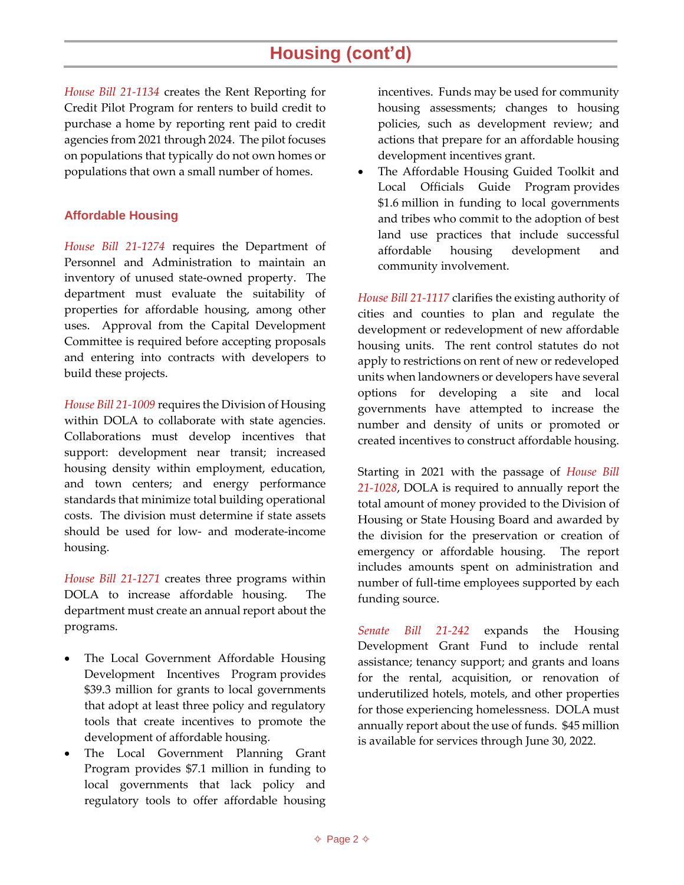# Housing (cont'd)

*House Bill 21-1134* creates the Rent Reporting for Credit Pilot Program for renters to build credit to purchase a home by reporting rent paid to credit agencies from 2021 through 2024. The pilot focuses on populations that typically do not own homes or populations that own a small number of homes.

## Affordable Housing

*House Bill 21-1274* requires the Department of Personnel and Administration to maintain an inventory of unused state-owned property. The department must evaluate the suitability of properties for affordable housing, among other uses. Approval from the Capital Development Committee is required before accepting proposals and entering into contracts with developers to build these projects.

*House Bill 21-1009* requires the Division of Housing within DOLA to collaborate with state agencies. Collaborations must develop incentives that support: development near transit; increased housing density within employment, education, and town centers; and energy performance standards that minimize total building operational costs. The division must determine if state assets should be used for low- and moderate-income housing.

*House Bill 21-1271* creates three programs within DOLA to increase affordable housing. The department must create an annual report about the programs.

- The Local Government Affordable Housing Development Incentives Program provides $39.3 million for grants to local governments that adopt at least three policy and regulatory tools that create incentives to promote the development of affordable housing.
- The Local Government Planning Grant Program provides $7.1 million in funding to local governments that lack policy and regulatory tools to offer affordable housing incentives. Funds may be used for community housing assessments; changes to housing policies, such as development review; and actions that prepare for an affordable housing development incentives grant.
- The Affordable Housing Guided Toolkit and Local Officials Guide Program provides $1.6 million in funding to local governments and tribes who commit to the adoption of best land use practices that include successful affordable housing development and community involvement.

*House Bill 21-1117* clarifies the existing authority of cities and counties to plan and regulate the development or redevelopment of new affordable housing units. The rent control statutes do not apply to restrictions on rent of new or redeveloped units when landowners or developers have several options for developing a site and local governments have attempted to increase the number and density of units or promoted or created incentives to construct affordable housing.

Starting in 2021 with the passage of *House Bill 21-1028*, DOLA is required to annually report the total amount of money provided to the Division of Housing or State Housing Board and awarded by the division for the preservation or creation of emergency or affordable housing. The report includes amounts spent on administration and number of full-time employees supported by each funding source.

*Senate Bill 21-242* expands the Housing Development Grant Fund to include rental assistance; tenancy support; and grants and loans for the rental, acquisition, or renovation of underutilized hotels, motels, and other properties for those experiencing homelessness. DOLA must annually report about the use of funds. $45 million is available for services through June 30, 2022.